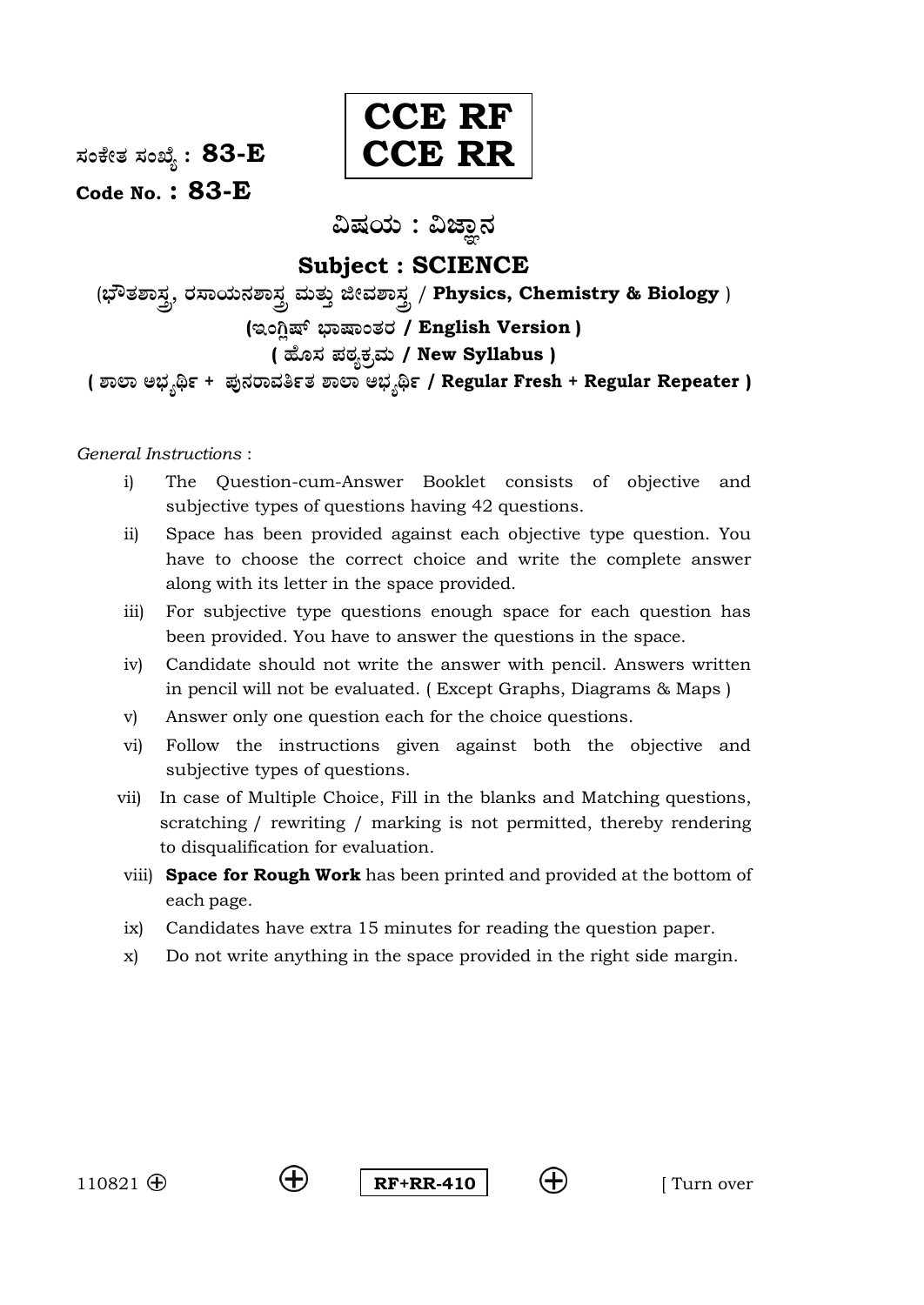ಸಂಕೇತ ಸಂಖ್ಯೆ : **83-E**

**Code No. : 83-E**

**CCE RF**
**CCE RR**

# ವಿಷಯ : ವಿಜ್ಞಾನ

## Subject : SCIENCE

(ಭೌತಶಾಸ್ತ್ರ, ರಸಾಯನಶಾಸ್ತ್ರ ಮತ್ತು ಜೀವಶಾಸ್ತ್ರ / **Physics, Chemistry & Biology** )

**(ಇಂಗ್ಲಿಷ್ ಭಾಷಾಂತರ / English Version )**

**( ಹೊಸ ಪಠ್ಯಕ್ರಮ / New Syllabus )**

**( ಶಾಲಾ ಅಭ್ಯರ್ಥಿ + ಪುನರಾವರ್ತಿತ ಶಾಲಾ ಅಭ್ಯರ್ಥಿ / Regular Fresh + Regular Repeater )**

*General Instructions* :

i) The Question-cum-Answer Booklet consists of objective and subjective types of questions having 42 questions.

ii) Space has been provided against each objective type question. You have to choose the correct choice and write the complete answer along with its letter in the space provided.

iii) For subjective type questions enough space for each question has been provided. You have to answer the questions in the space.

iv) Candidate should not write the answer with pencil. Answers written in pencil will not be evaluated. ( Except Graphs, Diagrams & Maps )

v) Answer only one question each for the choice questions.

vi) Follow the instructions given against both the objective and subjective types of questions.

vii) In case of Multiple Choice, Fill in the blanks and Matching questions, scratching / rewriting / marking is not permitted, thereby rendering to disqualification for evaluation.

viii) **Space for Rough Work** has been printed and provided at the bottom of each page.

ix) Candidates have extra 15 minutes for reading the question paper.

x) Do not write anything in the space provided in the right side margin.

110821 **RF+RR-410** [ Turn over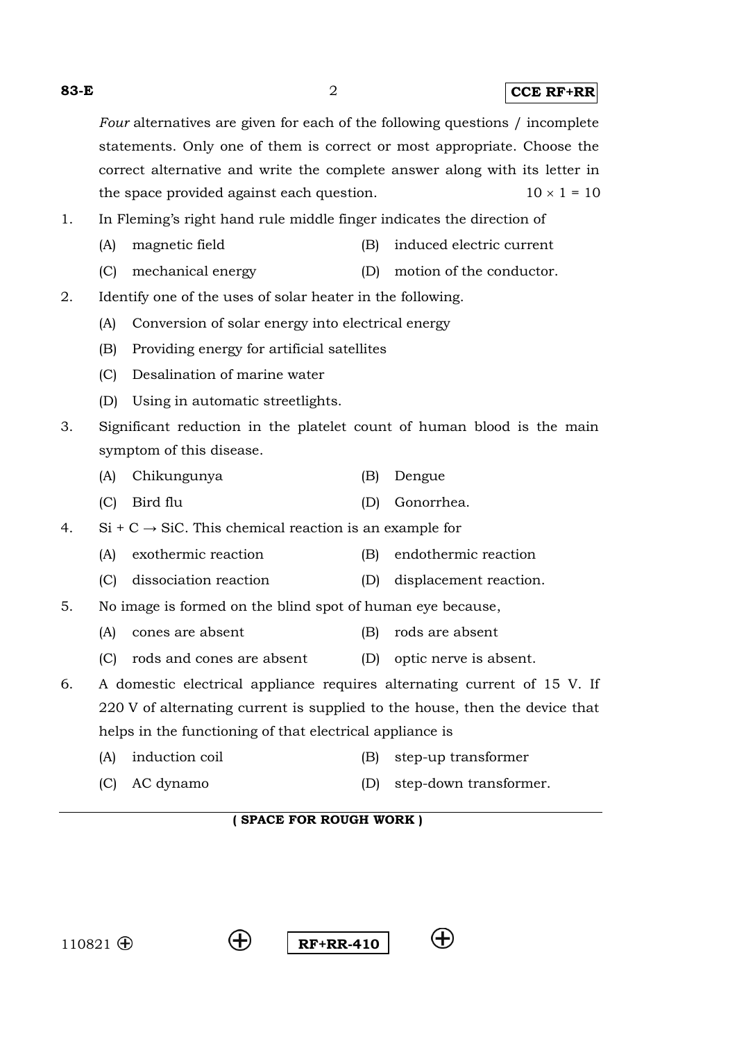*Four* alternatives are given for each of the following questions / incomplete statements. Only one of them is correct or most appropriate. Choose the correct alternative and write the complete answer along with its letter in the space provided against each question. $10 \times 1 = 10$

1. In Fleming's right hand rule middle finger indicates the direction of

   (A) magnetic field (B) induced electric current

   (C) mechanical energy (D) motion of the conductor.

2. Identify one of the uses of solar heater in the following.

   (A) Conversion of solar energy into electrical energy

   (B) Providing energy for artificial satellites

   (C) Desalination of marine water

   (D) Using in automatic streetlights.

3. Significant reduction in the platelet count of human blood is the main symptom of this disease.

   (A) Chikungunya (B) Dengue

   (C) Bird flu (D) Gonorrhea.

4. $Si + C \rightarrow SiC$. This chemical reaction is an example for

   (A) exothermic reaction (B) endothermic reaction

   (C) dissociation reaction (D) displacement reaction.

5. No image is formed on the blind spot of human eye because,

   (A) cones are absent (B) rods are absent

   (C) rods and cones are absent (D) optic nerve is absent.

6. A domestic electrical appliance requires alternating current of 15 V. If 220 V of alternating current is supplied to the house, then the device that helps in the functioning of that electrical appliance is

   (A) induction coil (B) step-up transformer

   (C) AC dynamo (D) step-down transformer.

**( SPACE FOR ROUGH WORK )**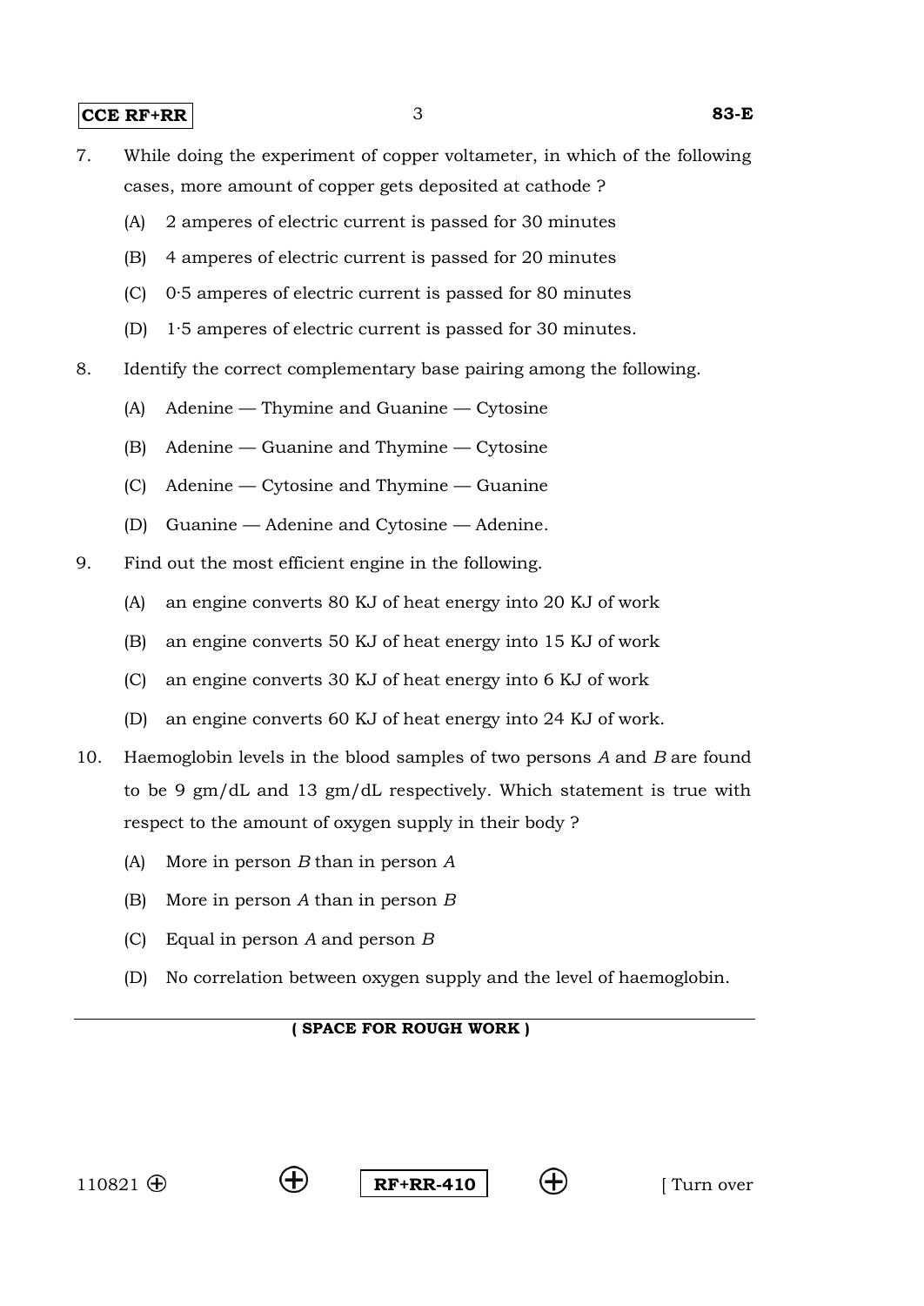7. While doing the experiment of copper voltameter, in which of the following cases, more amount of copper gets deposited at cathode ?

   (A) 2 amperes of electric current is passed for 30 minutes

   (B) 4 amperes of electric current is passed for 20 minutes

   (C) 0·5 amperes of electric current is passed for 80 minutes

   (D) 1·5 amperes of electric current is passed for 30 minutes.

8. Identify the correct complementary base pairing among the following.

   (A) Adenine — Thymine and Guanine — Cytosine

   (B) Adenine — Guanine and Thymine — Cytosine

   (C) Adenine — Cytosine and Thymine — Guanine

   (D) Guanine — Adenine and Cytosine — Adenine.

9. Find out the most efficient engine in the following.

   (A) an engine converts 80 KJ of heat energy into 20 KJ of work

   (B) an engine converts 50 KJ of heat energy into 15 KJ of work

   (C) an engine converts 30 KJ of heat energy into 6 KJ of work

   (D) an engine converts 60 KJ of heat energy into 24 KJ of work.

10. Haemoglobin levels in the blood samples of two persons *A* and *B* are found to be 9 gm/dL and 13 gm/dL respectively. Which statement is true with respect to the amount of oxygen supply in their body ?

    (A) More in person *B* than in person *A*

    (B) More in person *A* than in person *B*

    (C) Equal in person *A* and person *B*

    (D) No correlation between oxygen supply and the level of haemoglobin.

**( SPACE FOR ROUGH WORK )**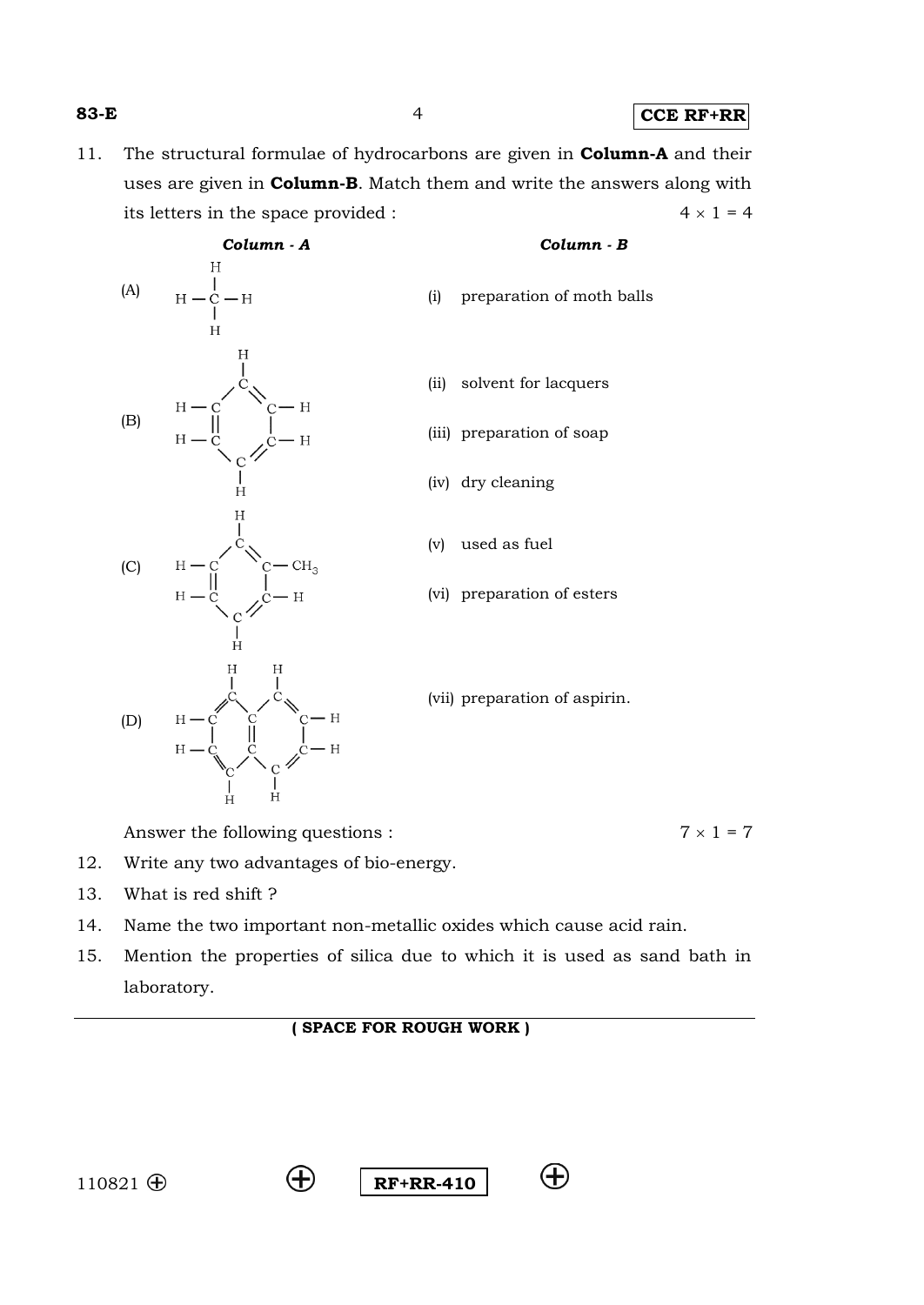11. The structural formulae of hydrocarbons are given in **Column-A** and their uses are given in **Column-B**. Match them and write the answers along with its letters in the space provided : $4 \times 1 = 4$

| *Column - A* | *Column - B* |
|---|---|
| (A) $CH_4$ (H–C–H with H above and below) | (i) preparation of moth balls |
| (B) Benzene ring structure ($C_6H_6$) | (ii) solvent for lacquers |
| (C) Benzene ring with $CH_3$ group ($C_6H_5CH_3$) | (iii) preparation of soap |
| (D) Naphthalene structure ($C_{10}H_8$) | (iv) dry cleaning |
| | (v) used as fuel |
| | (vi) preparation of esters |
| | (vii) preparation of aspirin. |

Answer the following questions : $7 \times 1 = 7$

12. Write any two advantages of bio-energy.

13. What is red shift ?

14. Name the two important non-metallic oxides which cause acid rain.

15. Mention the properties of silica due to which it is used as sand bath in laboratory.

**( SPACE FOR ROUGH WORK )**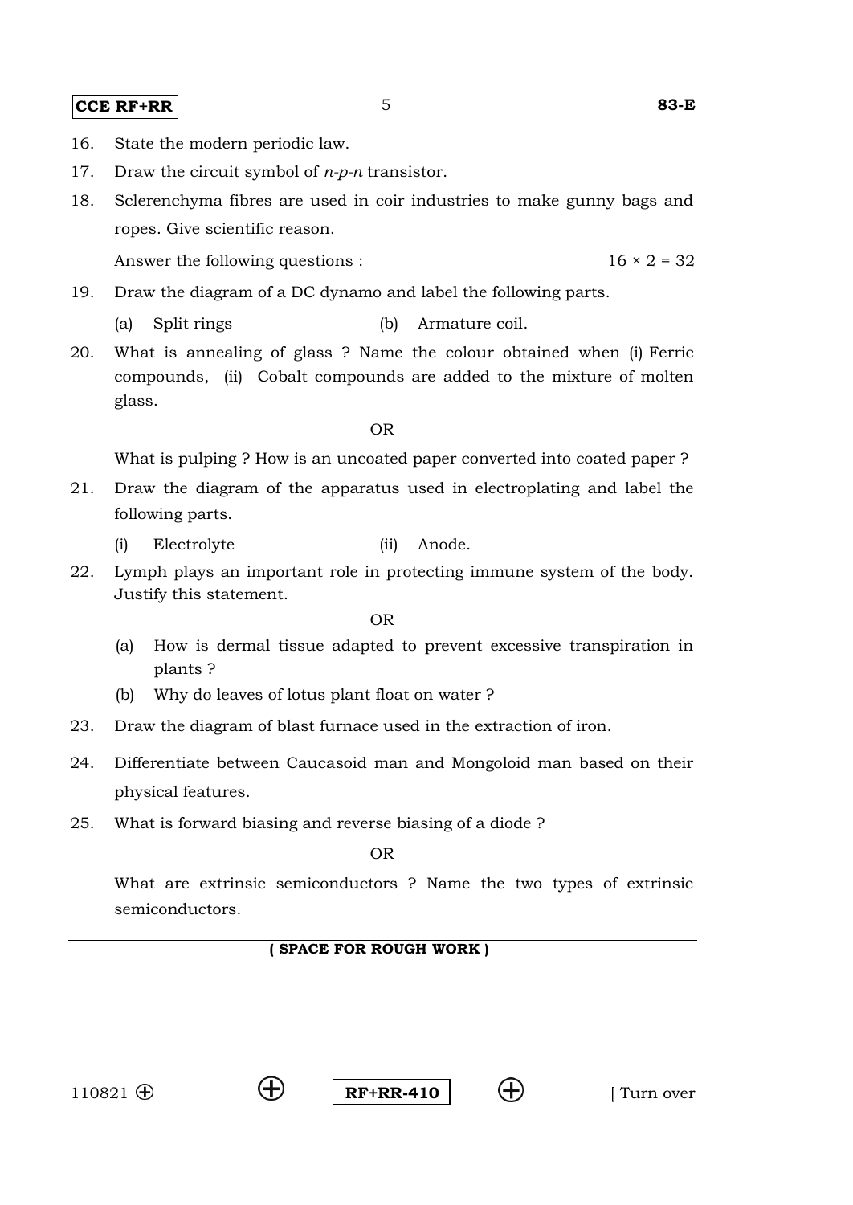16. State the modern periodic law.
17. Draw the circuit symbol of *n-p-n* transistor.
18. Sclerenchyma fibres are used in coir industries to make gunny bags and ropes. Give scientific reason.

Answer the following questions : $16 \times 2 = 32$

19. Draw the diagram of a DC dynamo and label the following parts.
    (a) Split rings (b) Armature coil.
20. What is annealing of glass ? Name the colour obtained when (i) Ferric compounds, (ii) Cobalt compounds are added to the mixture of molten glass.

    OR

    What is pulping ? How is an uncoated paper converted into coated paper ?
21. Draw the diagram of the apparatus used in electroplating and label the following parts.
    (i) Electrolyte (ii) Anode.
22. Lymph plays an important role in protecting immune system of the body. Justify this statement.

    OR

    (a) How is dermal tissue adapted to prevent excessive transpiration in plants ?
    (b) Why do leaves of lotus plant float on water ?
23. Draw the diagram of blast furnace used in the extraction of iron.
24. Differentiate between Caucasoid man and Mongoloid man based on their physical features.
25. What is forward biasing and reverse biasing of a diode ?

    OR

    What are extrinsic semiconductors ? Name the two types of extrinsic semiconductors.

( SPACE FOR ROUGH WORK )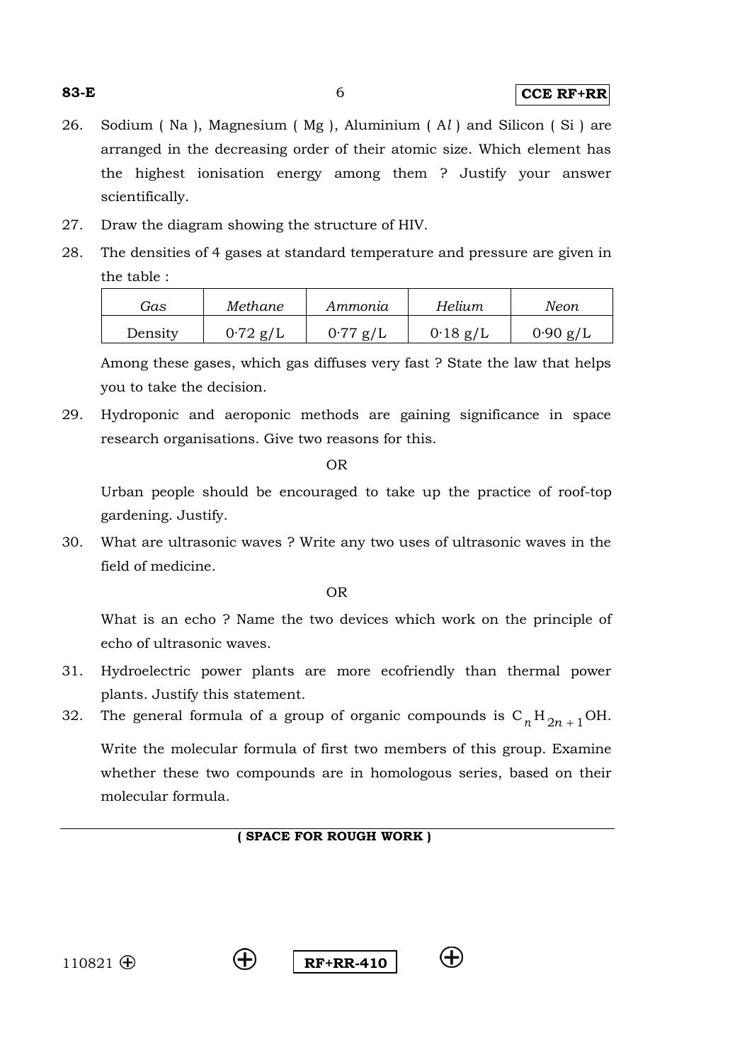26. Sodium ( Na ), Magnesium ( Mg ), Aluminium ( A*l* ) and Silicon ( Si ) are arranged in the decreasing order of their atomic size. Which element has the highest ionisation energy among them ? Justify your answer scientifically.

27. Draw the diagram showing the structure of HIV.

28. The densities of 4 gases at standard temperature and pressure are given in the table :

| *Gas* | *Methane* | *Ammonia* | *Helium* | *Neon* |
|---|---|---|---|---|
| Density | 0·72 g/L | 0·77 g/L | 0·18 g/L | 0·90 g/L |

Among these gases, which gas diffuses very fast ? State the law that helps you to take the decision.

29. Hydroponic and aeroponic methods are gaining significance in space research organisations. Give two reasons for this.

OR

Urban people should be encouraged to take up the practice of roof-top gardening. Justify.

30. What are ultrasonic waves ? Write any two uses of ultrasonic waves in the field of medicine.

OR

What is an echo ? Name the two devices which work on the principle of echo of ultrasonic waves.

31. Hydroelectric power plants are more ecofriendly than thermal power plants. Justify this statement.

32. The general formula of a group of organic compounds is $C_nH_{2n+1}OH$.

Write the molecular formula of first two members of this group. Examine whether these two compounds are in homologous series, based on their molecular formula.

**( SPACE FOR ROUGH WORK )**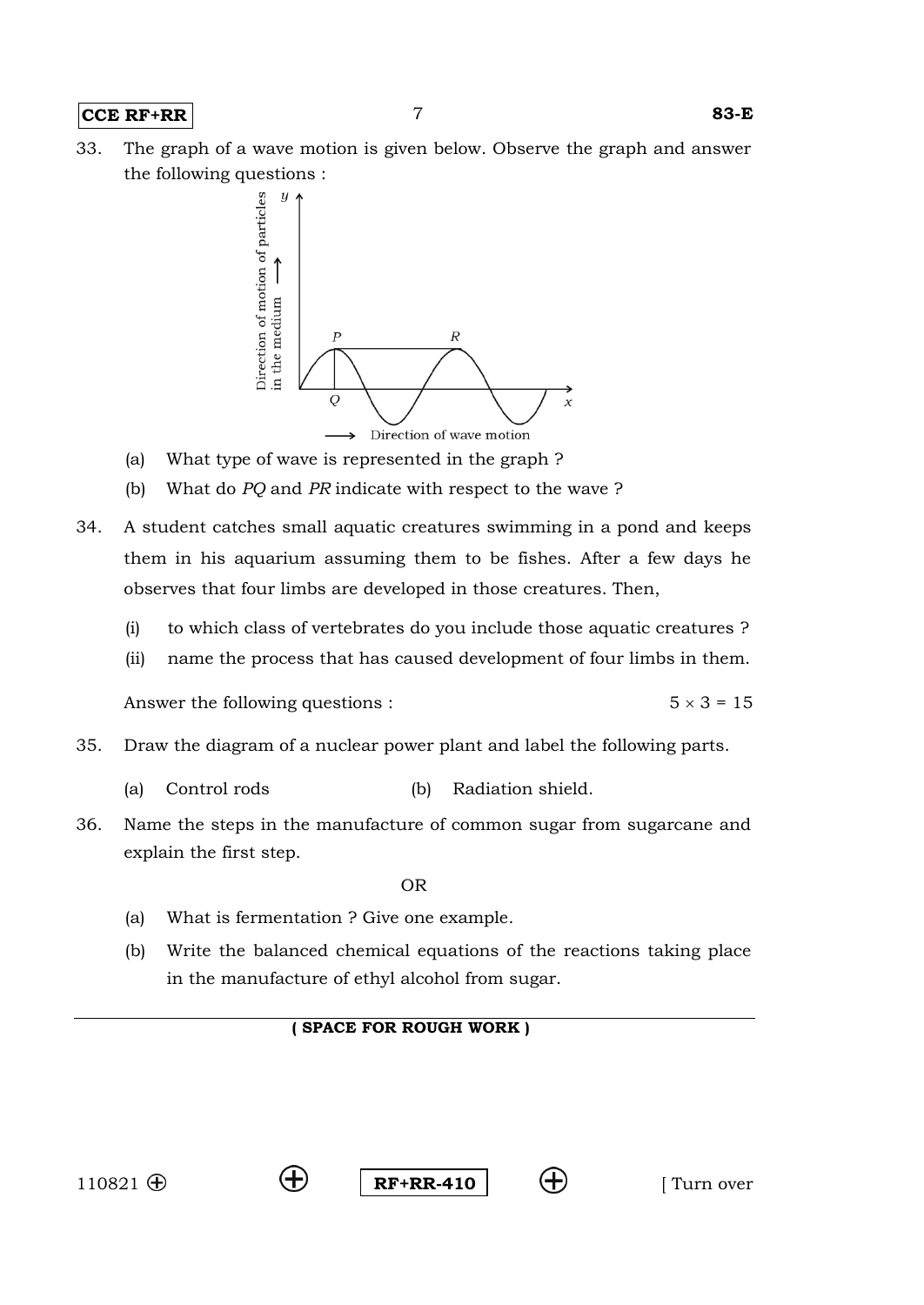33. The graph of a wave motion is given below. Observe the graph and answer the following questions :

(a) What type of wave is represented in the graph ?

(b) What do $PQ$ and $PR$ indicate with respect to the wave ?

34. A student catches small aquatic creatures swimming in a pond and keeps them in his aquarium assuming them to be fishes. After a few days he observes that four limbs are developed in those creatures. Then,

(i) to which class of vertebrates do you include those aquatic creatures ?

(ii) name the process that has caused development of four limbs in them.

Answer the following questions : $5 \times 3 = 15$

35. Draw the diagram of a nuclear power plant and label the following parts.

(a) Control rods (b) Radiation shield.

36. Name the steps in the manufacture of common sugar from sugarcane and explain the first step.

OR

(a) What is fermentation ? Give one example.

(b) Write the balanced chemical equations of the reactions taking place in the manufacture of ethyl alcohol from sugar.

**( SPACE FOR ROUGH WORK )**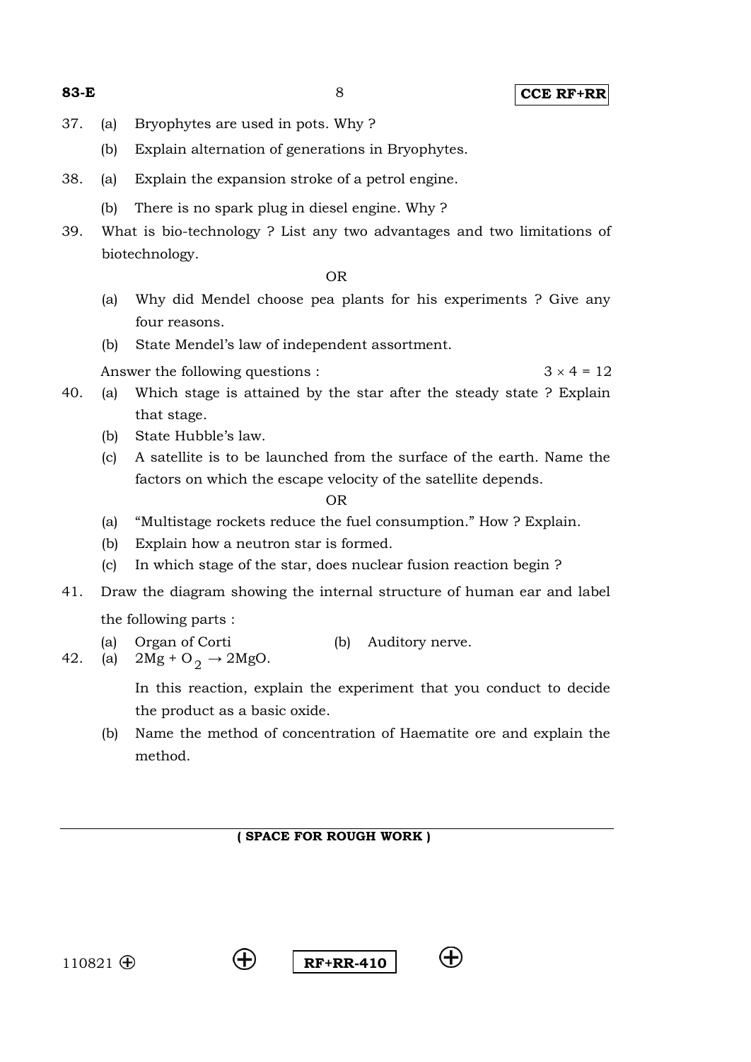37. (a) Bryophytes are used in pots. Why ?

    (b) Explain alternation of generations in Bryophytes.

38. (a) Explain the expansion stroke of a petrol engine.

    (b) There is no spark plug in diesel engine. Why ?

39. What is bio-technology ? List any two advantages and two limitations of biotechnology.

    OR

    (a) Why did Mendel choose pea plants for his experiments ? Give any four reasons.

    (b) State Mendel's law of independent assortment.

Answer the following questions : $3 \times 4 = 12$

40. (a) Which stage is attained by the star after the steady state ? Explain that stage.

    (b) State Hubble's law.

    (c) A satellite is to be launched from the surface of the earth. Name the factors on which the escape velocity of the satellite depends.

    OR

    (a) "Multistage rockets reduce the fuel consumption." How ? Explain.

    (b) Explain how a neutron star is formed.

    (c) In which stage of the star, does nuclear fusion reaction begin ?

41. Draw the diagram showing the internal structure of human ear and label the following parts :

    (a) Organ of Corti (b) Auditory nerve.

42. (a) $2Mg + O_2 \rightarrow 2MgO$.

    In this reaction, explain the experiment that you conduct to decide the product as a basic oxide.

    (b) Name the method of concentration of Haematite ore and explain the method.

**( SPACE FOR ROUGH WORK )**